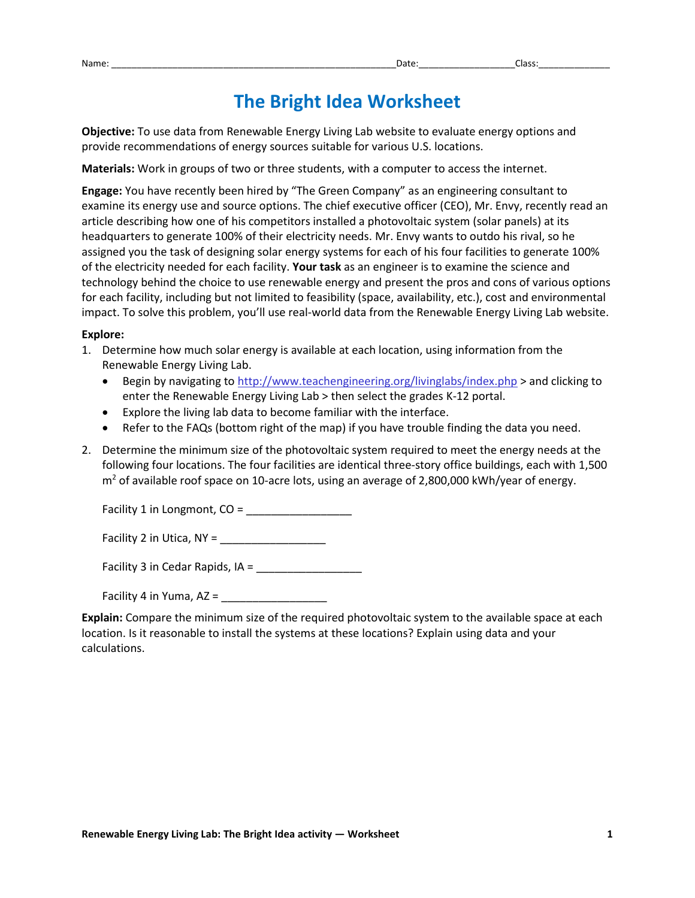Name: ______________________________________________________Date:__________________Class:______________

# The Bright Idea Worksheet

**Objective:** To use data from Renewable Energy Living Lab website to evaluate energy options and provide recommendations of energy sources suitable for various U.S. locations.

**Materials:** Work in groups of two or three students, with a computer to access the internet.

**Engage:** You have recently been hired by "The Green Company" as an engineering consultant to examine its energy use and source options. The chief executive officer (CEO), Mr. Envy, recently read an article describing how one of his competitors installed a photovoltaic system (solar panels) at its headquarters to generate 100% of their electricity needs. Mr. Envy wants to outdo his rival, so he assigned you the task of designing solar energy systems for each of his four facilities to generate 100% of the electricity needed for each facility. **Your task** as an engineer is to examine the science and technology behind the choice to use renewable energy and present the pros and cons of various options for each facility, including but not limited to feasibility (space, availability, etc.), cost and environmental impact. To solve this problem, you'll use real-world data from the Renewable Energy Living Lab website.

**Explore:**

1. Determine how much solar energy is available at each location, using information from the Renewable Energy Living Lab.
   - Begin by navigating to http://www.teachengineering.org/livinglabs/index.php > and clicking to enter the Renewable Energy Living Lab > then select the grades K-12 portal.
   - Explore the living lab data to become familiar with the interface.
   - Refer to the FAQs (bottom right of the map) if you have trouble finding the data you need.

2. Determine the minimum size of the photovoltaic system required to meet the energy needs at the following four locations. The four facilities are identical three-story office buildings, each with 1,500 $m^2$ of available roof space on 10-acre lots, using an average of 2,800,000 kWh/year of energy.

   Facility 1 in Longmont, CO = _________________

   Facility 2 in Utica, NY = _________________

   Facility 3 in Cedar Rapids, IA = _________________

   Facility 4 in Yuma, AZ = _________________

**Explain:** Compare the minimum size of the required photovoltaic system to the available space at each location. Is it reasonable to install the systems at these locations? Explain using data and your calculations.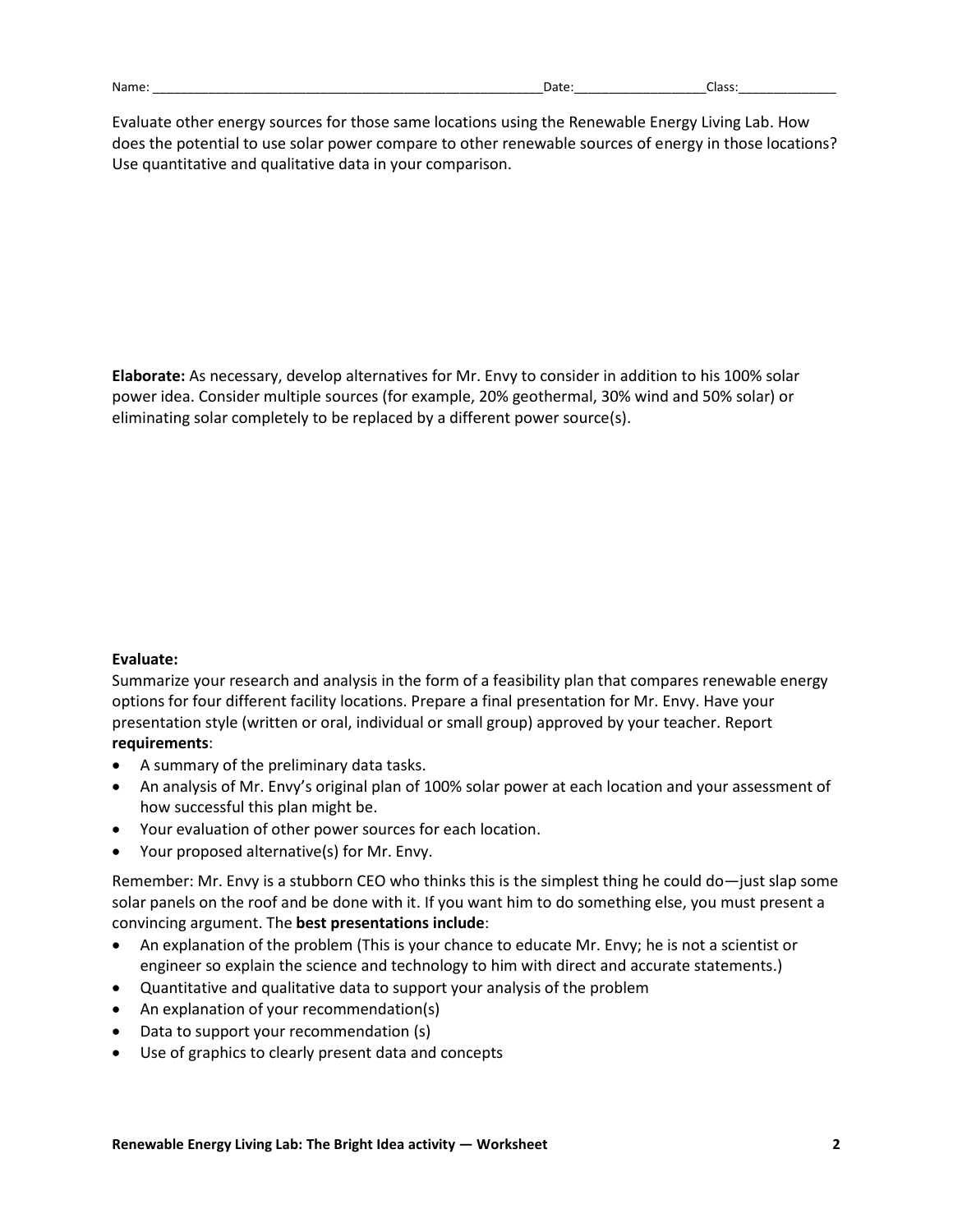Name: ______________________________________________________Date:__________________Class:______________

Evaluate other energy sources for those same locations using the Renewable Energy Living Lab. How does the potential to use solar power compare to other renewable sources of energy in those locations? Use quantitative and qualitative data in your comparison.

**Elaborate:** As necessary, develop alternatives for Mr. Envy to consider in addition to his 100% solar power idea. Consider multiple sources (for example, 20% geothermal, 30% wind and 50% solar) or eliminating solar completely to be replaced by a different power source(s).

**Evaluate:**

Summarize your research and analysis in the form of a feasibility plan that compares renewable energy options for four different facility locations. Prepare a final presentation for Mr. Envy. Have your presentation style (written or oral, individual or small group) approved by your teacher. Report **requirements**:

- A summary of the preliminary data tasks.
- An analysis of Mr. Envy's original plan of 100% solar power at each location and your assessment of how successful this plan might be.
- Your evaluation of other power sources for each location.
- Your proposed alternative(s) for Mr. Envy.

Remember: Mr. Envy is a stubborn CEO who thinks this is the simplest thing he could do—just slap some solar panels on the roof and be done with it. If you want him to do something else, you must present a convincing argument. The **best presentations include**:

- An explanation of the problem (This is your chance to educate Mr. Envy; he is not a scientist or engineer so explain the science and technology to him with direct and accurate statements.)
- Quantitative and qualitative data to support your analysis of the problem
- An explanation of your recommendation(s)
- Data to support your recommendation (s)
- Use of graphics to clearly present data and concepts